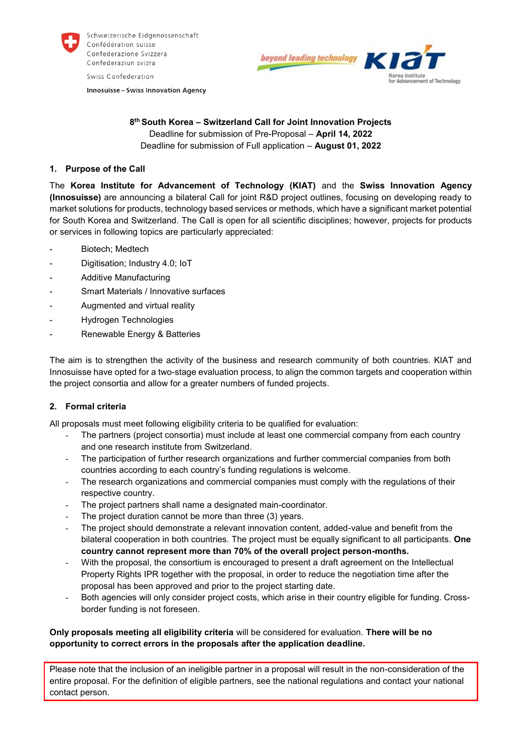Schweizerische Eidgenossenschaft
Confédération suisse
Confederazione Svizzera
Confederaziun svizra

Swiss Confederation

**Innosuisse – Swiss Innovation Agency**

beyond leading technology KIAT Korea Institute for Advancement of Technology

**8th South Korea – Switzerland Call for Joint Innovation Projects**
Deadline for submission of Pre-Proposal – **April 14, 2022**
Deadline for submission of Full application – **August 01, 2022**

## 1. Purpose of the Call

The **Korea Institute for Advancement of Technology (KIAT)** and the **Swiss Innovation Agency (Innosuisse)** are announcing a bilateral Call for joint R&D project outlines, focusing on developing ready to market solutions for products, technology based services or methods, which have a significant market potential for South Korea and Switzerland. The Call is open for all scientific disciplines; however, projects for products or services in following topics are particularly appreciated:

- Biotech; Medtech
- Digitisation; Industry 4.0; IoT
- Additive Manufacturing
- Smart Materials / Innovative surfaces
- Augmented and virtual reality
- Hydrogen Technologies
- Renewable Energy & Batteries

The aim is to strengthen the activity of the business and research community of both countries. KIAT and Innosuisse have opted for a two-stage evaluation process, to align the common targets and cooperation within the project consortia and allow for a greater numbers of funded projects.

## 2. Formal criteria

All proposals must meet following eligibility criteria to be qualified for evaluation:

- The partners (project consortia) must include at least one commercial company from each country and one research institute from Switzerland.
- The participation of further research organizations and further commercial companies from both countries according to each country's funding regulations is welcome.
- The research organizations and commercial companies must comply with the regulations of their respective country.
- The project partners shall name a designated main-coordinator.
- The project duration cannot be more than three (3) years.
- The project should demonstrate a relevant innovation content, added-value and benefit from the bilateral cooperation in both countries. The project must be equally significant to all participants. **One country cannot represent more than 70% of the overall project person-months.**
- With the proposal, the consortium is encouraged to present a draft agreement on the Intellectual Property Rights IPR together with the proposal, in order to reduce the negotiation time after the proposal has been approved and prior to the project starting date.
- Both agencies will only consider project costs, which arise in their country eligible for funding. Cross-border funding is not foreseen.

**Only proposals meeting all eligibility criteria** will be considered for evaluation. **There will be no opportunity to correct errors in the proposals after the application deadline.**

Please note that the inclusion of an ineligible partner in a proposal will result in the non-consideration of the entire proposal. For the definition of eligible partners, see the national regulations and contact your national contact person.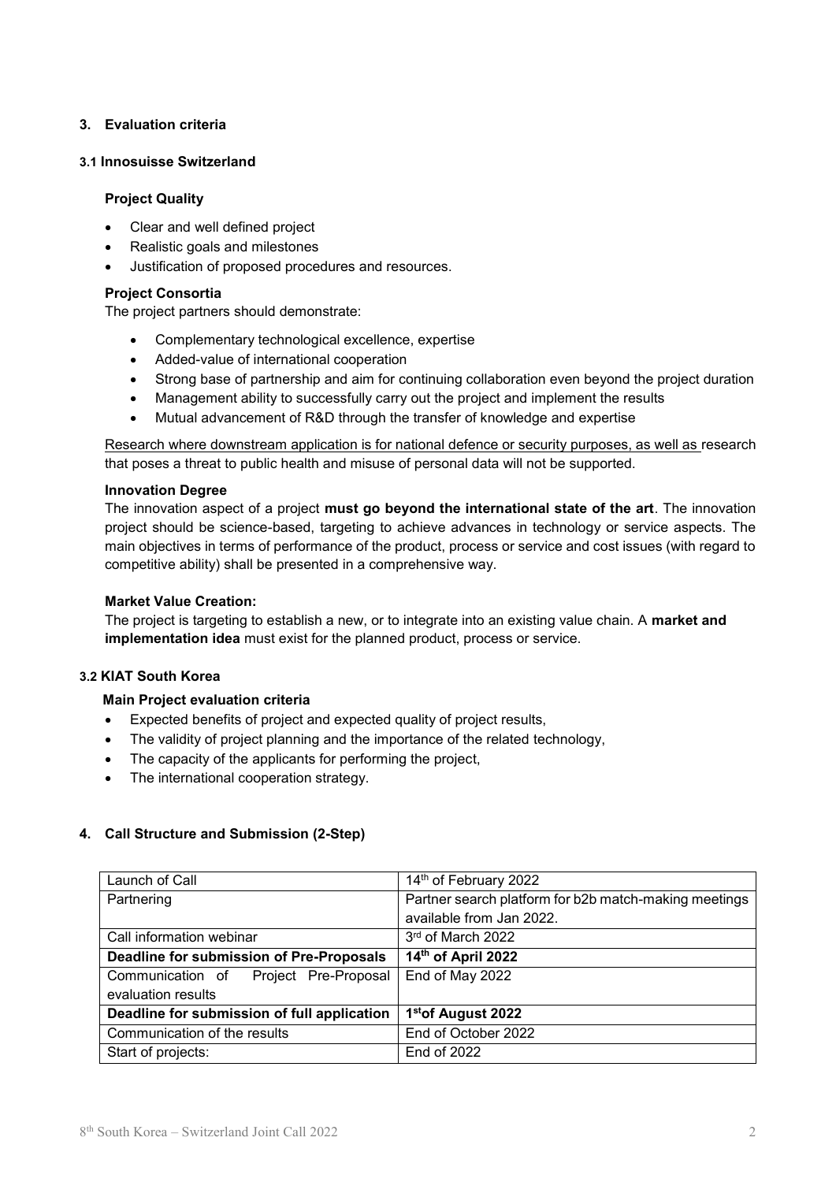## 3. Evaluation criteria

### 3.1 Innosuisse Switzerland

**Project Quality**

- Clear and well defined project
- Realistic goals and milestones
- Justification of proposed procedures and resources.

**Project Consortia**

The project partners should demonstrate:

- Complementary technological excellence, expertise
- Added-value of international cooperation
- Strong base of partnership and aim for continuing collaboration even beyond the project duration
- Management ability to successfully carry out the project and implement the results
- Mutual advancement of R&D through the transfer of knowledge and expertise

Research where downstream application is for national defence or security purposes, as well as research that poses a threat to public health and misuse of personal data will not be supported.

**Innovation Degree**

The innovation aspect of a project **must go beyond the international state of the art**. The innovation project should be science-based, targeting to achieve advances in technology or service aspects. The main objectives in terms of performance of the product, process or service and cost issues (with regard to competitive ability) shall be presented in a comprehensive way.

**Market Value Creation:**

The project is targeting to establish a new, or to integrate into an existing value chain. A **market and implementation idea** must exist for the planned product, process or service.

### 3.2 KIAT South Korea

**Main Project evaluation criteria**

- Expected benefits of project and expected quality of project results,
- The validity of project planning and the importance of the related technology,
- The capacity of the applicants for performing the project,
- The international cooperation strategy.

## 4. Call Structure and Submission (2-Step)

| Launch of Call | 14th of February 2022 |
|---|---|
| Partnering | Partner search platform for b2b match-making meetings available from Jan 2022. |
| Call information webinar | 3rd of March 2022 |
| **Deadline for submission of Pre-Proposals** | **14th of April 2022** |
| Communication of Project Pre-Proposal evaluation results | End of May 2022 |
| **Deadline for submission of full application** | **1st of August 2022** |
| Communication of the results | End of October 2022 |
| Start of projects: | End of 2022 |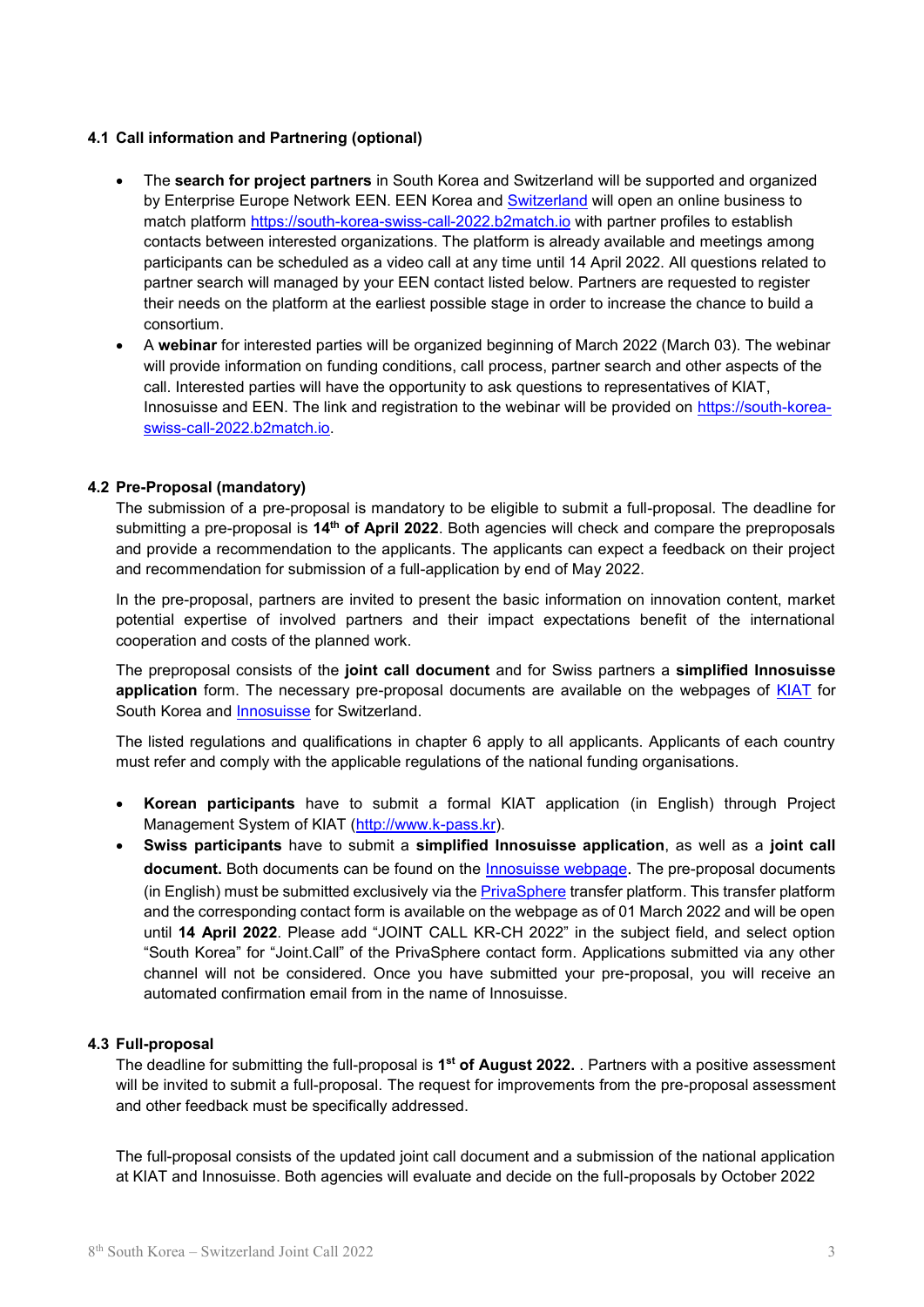### 4.1 Call information and Partnering (optional)

- The **search for project partners** in South Korea and Switzerland will be supported and organized by Enterprise Europe Network EEN. EEN Korea and Switzerland will open an online business to match platform https://south-korea-swiss-call-2022.b2match.io with partner profiles to establish contacts between interested organizations. The platform is already available and meetings among participants can be scheduled as a video call at any time until 14 April 2022. All questions related to partner search will managed by your EEN contact listed below. Partners are requested to register their needs on the platform at the earliest possible stage in order to increase the chance to build a consortium.
- A **webinar** for interested parties will be organized beginning of March 2022 (March 03). The webinar will provide information on funding conditions, call process, partner search and other aspects of the call. Interested parties will have the opportunity to ask questions to representatives of KIAT, Innosuisse and EEN. The link and registration to the webinar will be provided on https://south-korea-swiss-call-2022.b2match.io.

### 4.2 Pre-Proposal (mandatory)

The submission of a pre-proposal is mandatory to be eligible to submit a full-proposal. The deadline for submitting a pre-proposal is **14th of April 2022**. Both agencies will check and compare the preproposals and provide a recommendation to the applicants. The applicants can expect a feedback on their project and recommendation for submission of a full-application by end of May 2022.

In the pre-proposal, partners are invited to present the basic information on innovation content, market potential expertise of involved partners and their impact expectations benefit of the international cooperation and costs of the planned work.

The preproposal consists of the **joint call document** and for Swiss partners a **simplified Innosuisse application** form. The necessary pre-proposal documents are available on the webpages of KIAT for South Korea and Innosuisse for Switzerland.

The listed regulations and qualifications in chapter 6 apply to all applicants. Applicants of each country must refer and comply with the applicable regulations of the national funding organisations.

- **Korean participants** have to submit a formal KIAT application (in English) through Project Management System of KIAT (http://www.k-pass.kr).
- **Swiss participants** have to submit a **simplified Innosuisse application**, as well as a **joint call document.** Both documents can be found on the Innosuisse webpage. The pre-proposal documents (in English) must be submitted exclusively via the PrivaSphere transfer platform. This transfer platform and the corresponding contact form is available on the webpage as of 01 March 2022 and will be open until **14 April 2022**. Please add "JOINT CALL KR-CH 2022" in the subject field, and select option "South Korea" for "Joint.Call" of the PrivaSphere contact form. Applications submitted via any other channel will not be considered. Once you have submitted your pre-proposal, you will receive an automated confirmation email from in the name of Innosuisse.

### 4.3 Full-proposal

The deadline for submitting the full-proposal is **1st of August 2022.** . Partners with a positive assessment will be invited to submit a full-proposal. The request for improvements from the pre-proposal assessment and other feedback must be specifically addressed.

The full-proposal consists of the updated joint call document and a submission of the national application at KIAT and Innosuisse. Both agencies will evaluate and decide on the full-proposals by October 2022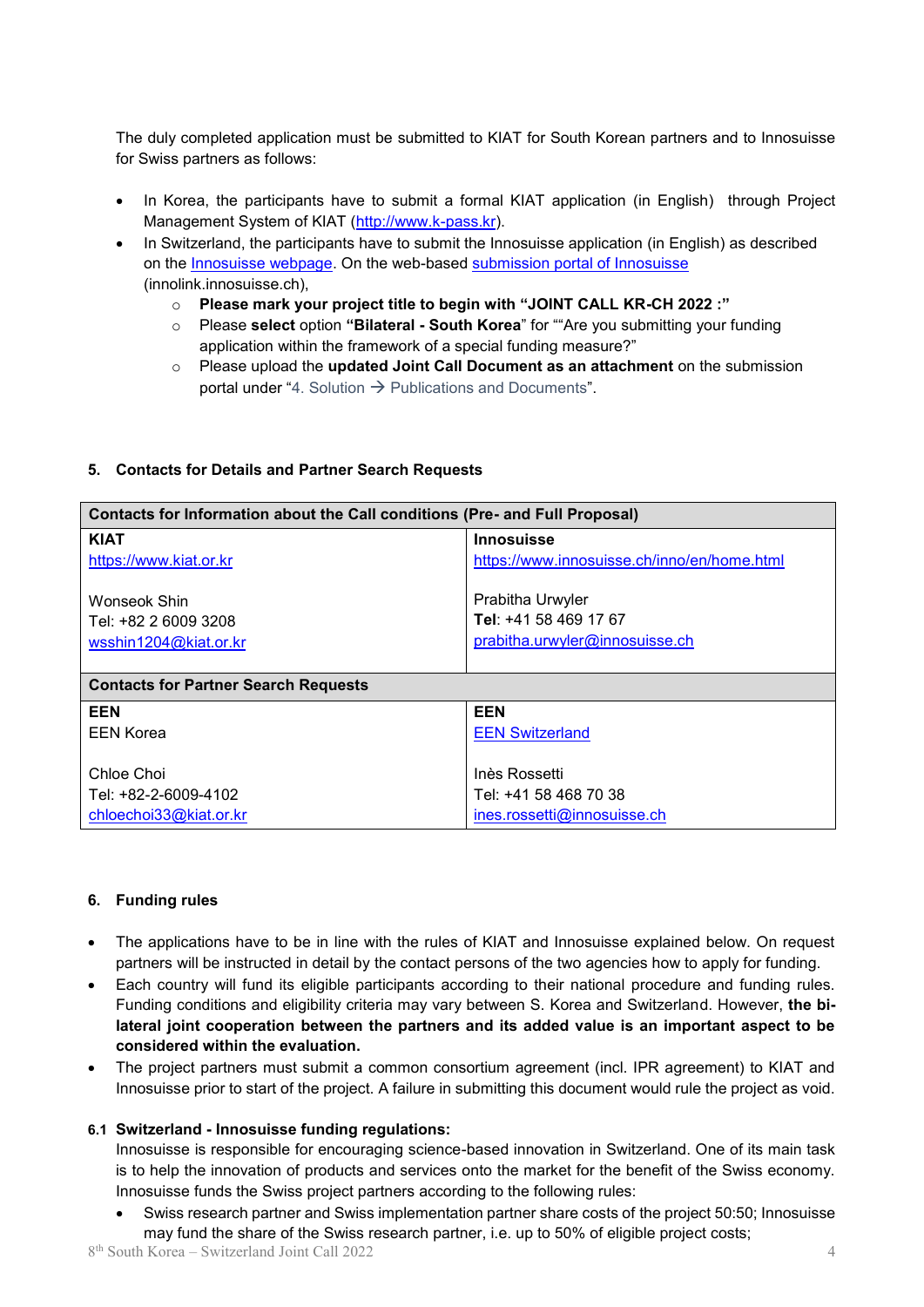The duly completed application must be submitted to KIAT for South Korean partners and to Innosuisse for Swiss partners as follows:

- In Korea, the participants have to submit a formal KIAT application (in English) through Project Management System of KIAT (http://www.k-pass.kr).
- In Switzerland, the participants have to submit the Innosuisse application (in English) as described on the Innosuisse webpage. On the web-based submission portal of Innosuisse (innolink.innosuisse.ch),
  - **Please mark your project title to begin with "JOINT CALL KR-CH 2022 :"**
  - Please **select** option **"Bilateral - South Korea"** for ""Are you submitting your funding application within the framework of a special funding measure?"
  - Please upload the **updated Joint Call Document as an attachment** on the submission portal under "4. Solution → Publications and Documents".

## 5. Contacts for Details and Partner Search Requests

| **Contacts for Information about the Call conditions (Pre- and Full Proposal)** | |
|---|---|
| **KIAT**<br>https://www.kiat.or.kr<br><br>Wonseok Shin<br>Tel: +82 2 6009 3208<br>wsshin1204@kiat.or.kr | **Innosuisse**<br>https://www.innosuisse.ch/inno/en/home.html<br><br>Prabitha Urwyler<br>**Tel**: +41 58 469 17 67<br>prabitha.urwyler@innosuisse.ch |
| **Contacts for Partner Search Requests** | |
| **EEN**<br>EEN Korea<br><br>Chloe Choi<br>Tel: +82-2-6009-4102<br>chloechoi33@kiat.or.kr | **EEN**<br>EEN Switzerland<br><br>Inès Rossetti<br>Tel: +41 58 468 70 38<br>ines.rossetti@innosuisse.ch |

## 6. Funding rules

- The applications have to be in line with the rules of KIAT and Innosuisse explained below. On request partners will be instructed in detail by the contact persons of the two agencies how to apply for funding.
- Each country will fund its eligible participants according to their national procedure and funding rules. Funding conditions and eligibility criteria may vary between S. Korea and Switzerland. However, **the bi-lateral joint cooperation between the partners and its added value is an important aspect to be considered within the evaluation.**
- The project partners must submit a common consortium agreement (incl. IPR agreement) to KIAT and Innosuisse prior to start of the project. A failure in submitting this document would rule the project as void.

### 6.1 Switzerland - Innosuisse funding regulations:

Innosuisse is responsible for encouraging science-based innovation in Switzerland. One of its main task is to help the innovation of products and services onto the market for the benefit of the Swiss economy. Innosuisse funds the Swiss project partners according to the following rules:

- Swiss research partner and Swiss implementation partner share costs of the project 50:50; Innosuisse may fund the share of the Swiss research partner, i.e. up to 50% of eligible project costs;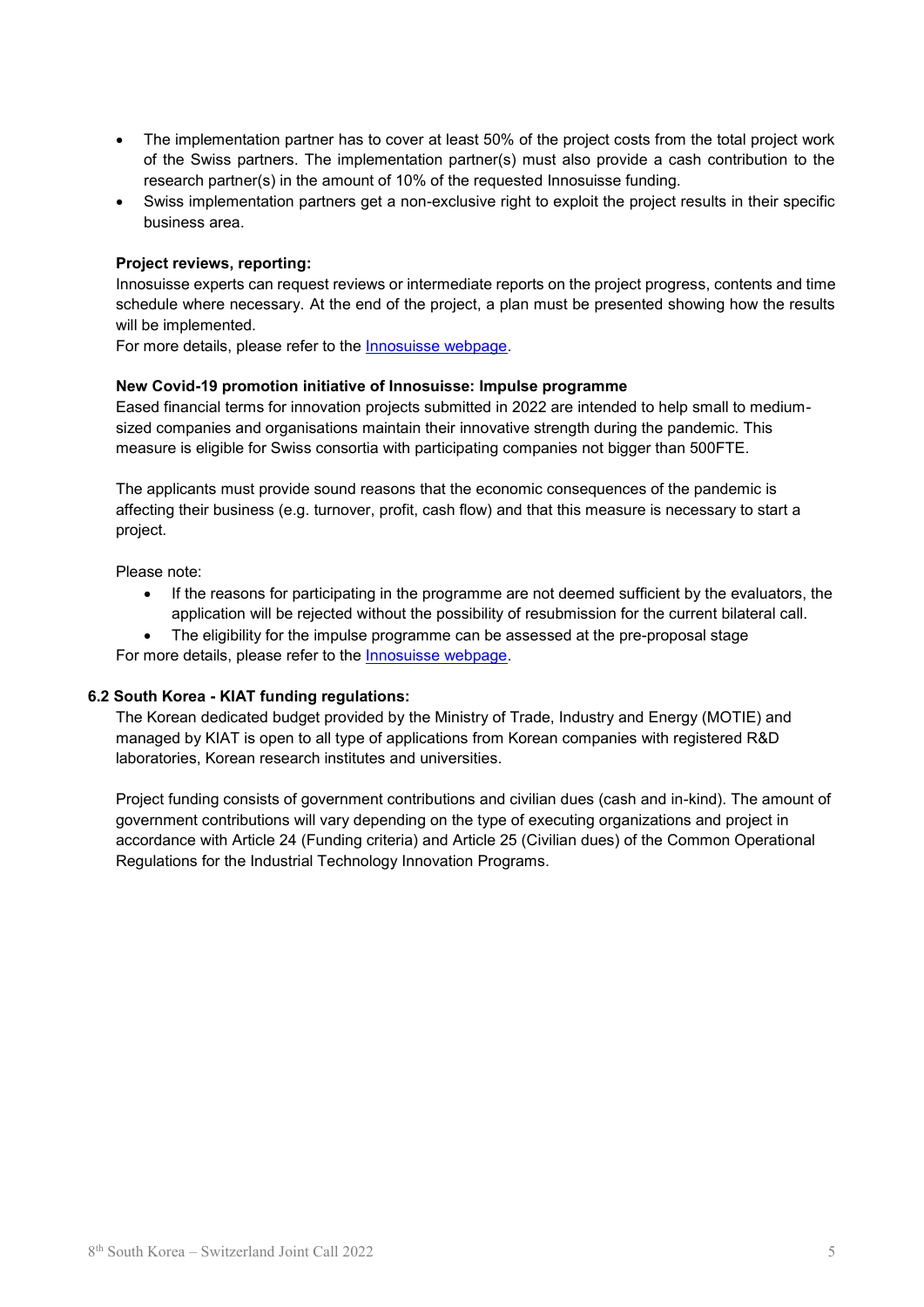- The implementation partner has to cover at least 50% of the project costs from the total project work of the Swiss partners. The implementation partner(s) must also provide a cash contribution to the research partner(s) in the amount of 10% of the requested Innosuisse funding.
- Swiss implementation partners get a non-exclusive right to exploit the project results in their specific business area.

**Project reviews, reporting:**

Innosuisse experts can request reviews or intermediate reports on the project progress, contents and time schedule where necessary. At the end of the project, a plan must be presented showing how the results will be implemented.

For more details, please refer to the Innosuisse webpage.

**New Covid-19 promotion initiative of Innosuisse: Impulse programme**

Eased financial terms for innovation projects submitted in 2022 are intended to help small to medium-sized companies and organisations maintain their innovative strength during the pandemic. This measure is eligible for Swiss consortia with participating companies not bigger than 500FTE.

The applicants must provide sound reasons that the economic consequences of the pandemic is affecting their business (e.g. turnover, profit, cash flow) and that this measure is necessary to start a project.

Please note:

- If the reasons for participating in the programme are not deemed sufficient by the evaluators, the application will be rejected without the possibility of resubmission for the current bilateral call.
- The eligibility for the impulse programme can be assessed at the pre-proposal stage

For more details, please refer to the Innosuisse webpage.

### 6.2 South Korea - KIAT funding regulations:

The Korean dedicated budget provided by the Ministry of Trade, Industry and Energy (MOTIE) and managed by KIAT is open to all type of applications from Korean companies with registered R&D laboratories, Korean research institutes and universities.

Project funding consists of government contributions and civilian dues (cash and in-kind). The amount of government contributions will vary depending on the type of executing organizations and project in accordance with Article 24 (Funding criteria) and Article 25 (Civilian dues) of the Common Operational Regulations for the Industrial Technology Innovation Programs.